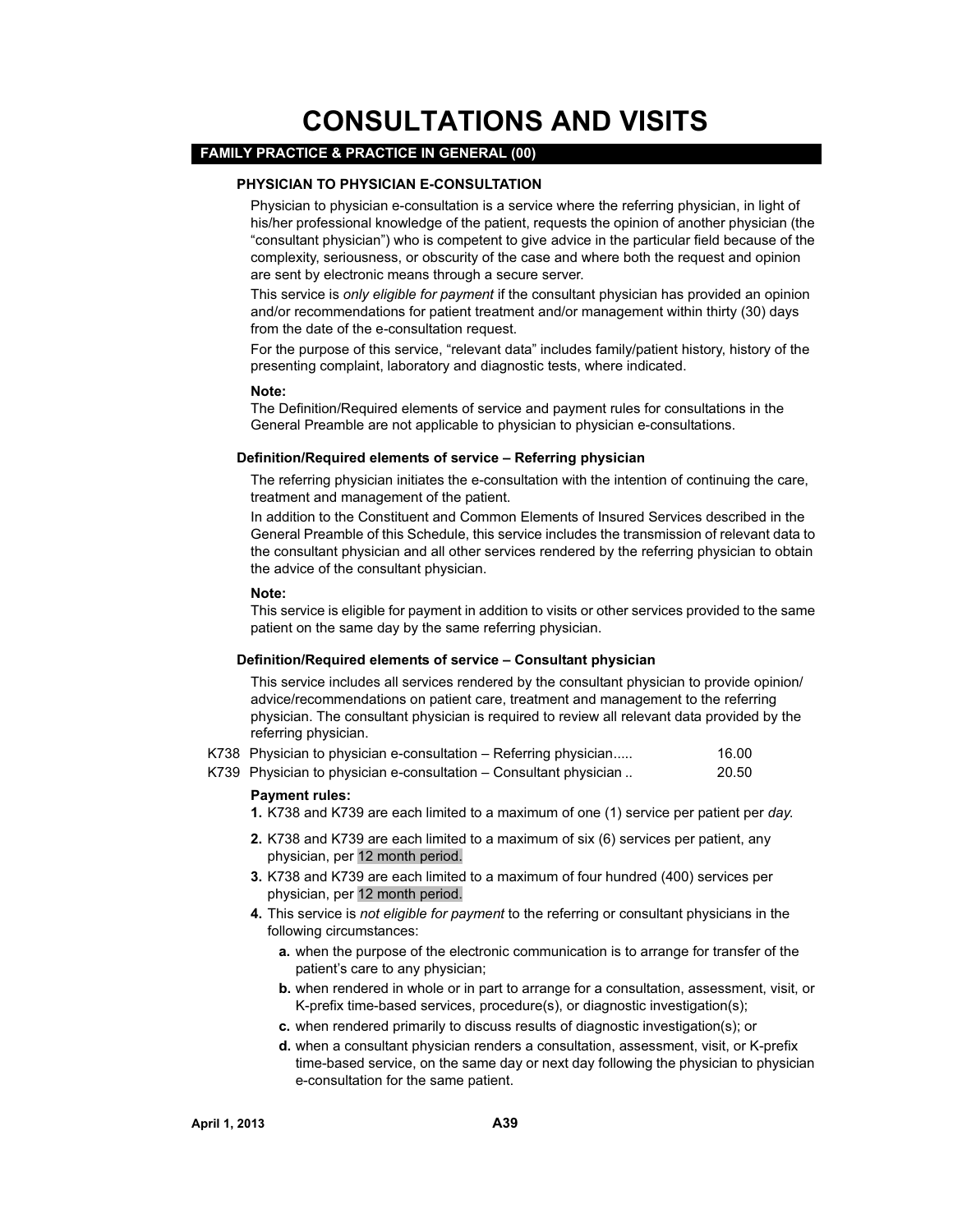# CONSULTATIONS AND VISITS

## FAMILY PRACTICE & PRACTICE IN GENERAL (00)

### PHYSICIAN TO PHYSICIAN E-CONSULTATION

Physician to physician e-consultation is a service where the referring physician, in light of his/her professional knowledge of the patient, requests the opinion of another physician (the "consultant physician") who is competent to give advice in the particular field because of the complexity, seriousness, or obscurity of the case and where both the request and opinion are sent by electronic means through a secure server.

This service is *only eligible for payment* if the consultant physician has provided an opinion and/or recommendations for patient treatment and/or management within thirty (30) days from the date of the e-consultation request.

For the purpose of this service, "relevant data" includes family/patient history, history of the presenting complaint, laboratory and diagnostic tests, where indicated.

**Note:**

The Definition/Required elements of service and payment rules for consultations in the General Preamble are not applicable to physician to physician e-consultations.

#### Definition/Required elements of service – Referring physician

The referring physician initiates the e-consultation with the intention of continuing the care, treatment and management of the patient.

In addition to the Constituent and Common Elements of Insured Services described in the General Preamble of this Schedule, this service includes the transmission of relevant data to the consultant physician and all other services rendered by the referring physician to obtain the advice of the consultant physician.

**Note:**

This service is eligible for payment in addition to visits or other services provided to the same patient on the same day by the same referring physician.

#### Definition/Required elements of service – Consultant physician

This service includes all services rendered by the consultant physician to provide opinion/advice/recommendations on patient care, treatment and management to the referring physician. The consultant physician is required to review all relevant data provided by the referring physician.

| Code | Description | Fee |
|---|---|---|
| K738 | Physician to physician e-consultation – Referring physician..... | 16.00 |
| K739 | Physician to physician e-consultation – Consultant physician .. | 20.50 |

**Payment rules:**

1. K738 and K739 are each limited to a maximum of one (1) service per patient per *day*.
2. K738 and K739 are each limited to a maximum of six (6) services per patient, any physician, per 12 month period.
3. K738 and K739 are each limited to a maximum of four hundred (400) services per physician, per 12 month period.
4. This service is *not eligible for payment* to the referring or consultant physicians in the following circumstances:
   - **a.** when the purpose of the electronic communication is to arrange for transfer of the patient's care to any physician;
   - **b.** when rendered in whole or in part to arrange for a consultation, assessment, visit, or K-prefix time-based services, procedure(s), or diagnostic investigation(s);
   - **c.** when rendered primarily to discuss results of diagnostic investigation(s); or
   - **d.** when a consultant physician renders a consultation, assessment, visit, or K-prefix time-based service, on the same day or next day following the physician to physician e-consultation for the same patient.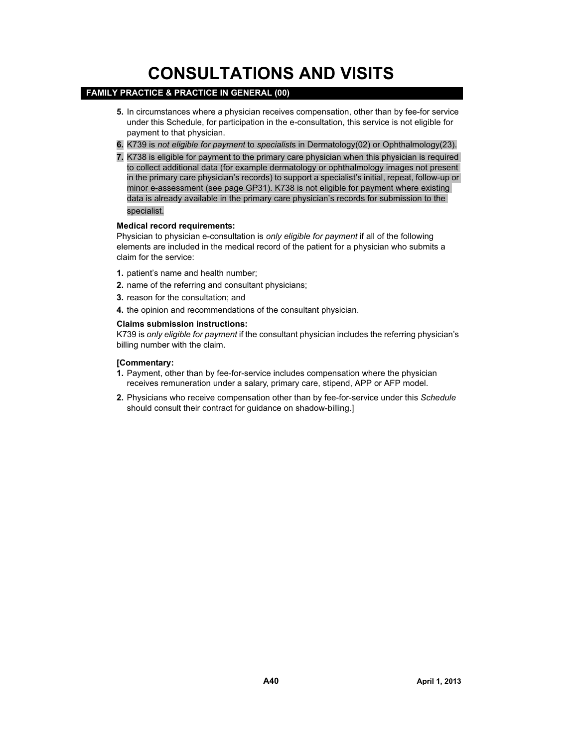# CONSULTATIONS AND VISITS

## FAMILY PRACTICE & PRACTICE IN GENERAL (00)

5. In circumstances where a physician receives compensation, other than by fee-for service under this Schedule, for participation in the e-consultation, this service is not eligible for payment to that physician.
6. K739 is *not eligible for payment* to *specialists* in Dermatology(02) or Ophthalmology(23).
7. K738 is eligible for payment to the primary care physician when this physician is required to collect additional data (for example dermatology or ophthalmology images not present in the primary care physician's records) to support a specialist's initial, repeat, follow-up or minor e-assessment (see page GP31). K738 is not eligible for payment where existing data is already available in the primary care physician's records for submission to the specialist.

**Medical record requirements:**
Physician to physician e-consultation is *only eligible for payment* if all of the following elements are included in the medical record of the patient for a physician who submits a claim for the service:

1. patient's name and health number;
2. name of the referring and consultant physicians;
3. reason for the consultation; and
4. the opinion and recommendations of the consultant physician.

**Claims submission instructions:**
K739 is *only eligible for payment* if the consultant physician includes the referring physician's billing number with the claim.

**[Commentary:**

1. Payment, other than by fee-for-service includes compensation where the physician receives remuneration under a salary, primary care, stipend, APP or AFP model.
2. Physicians who receive compensation other than by fee-for-service under this *Schedule* should consult their contract for guidance on shadow-billing.]